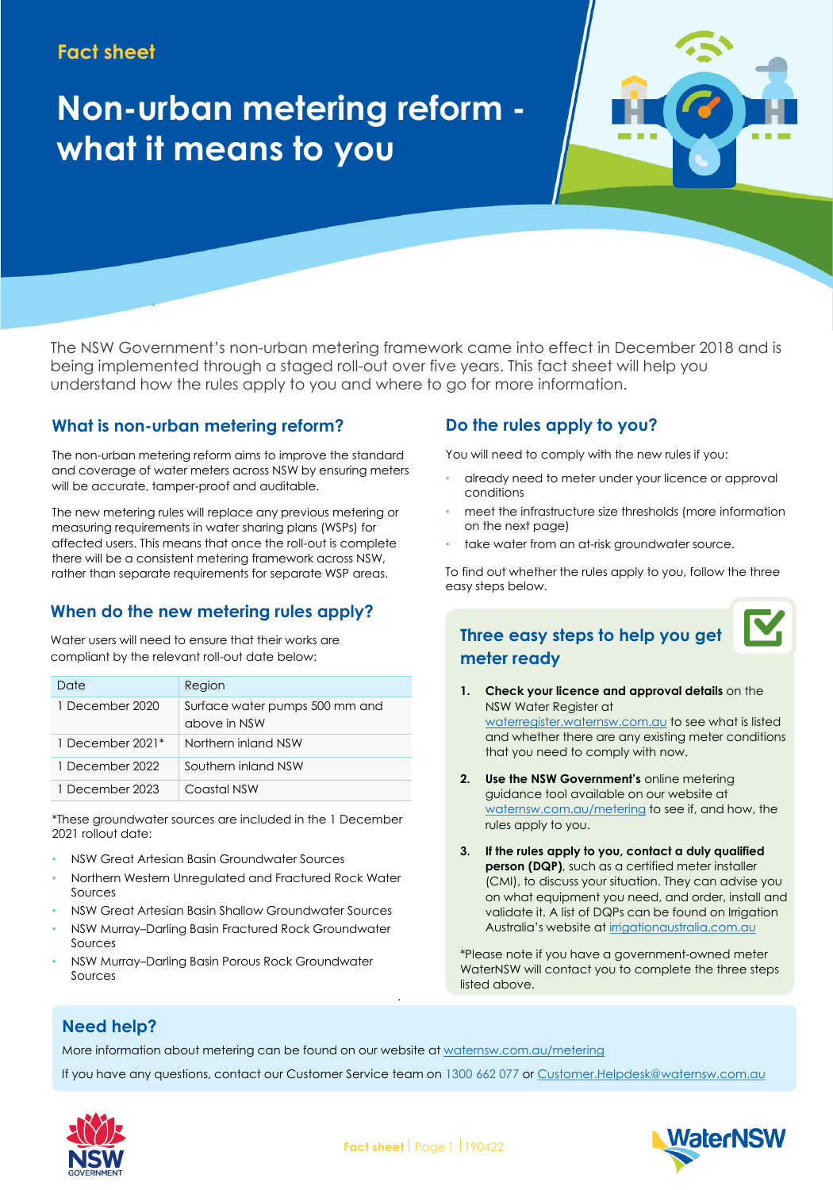Fact sheet

# Non-urban metering reform - what it means to you

The NSW Government's non-urban metering framework came into effect in December 2018 and is being implemented through a staged roll-out over five years. This fact sheet will help you understand how the rules apply to you and where to go for more information.

## What is non-urban metering reform?

The non-urban metering reform aims to improve the standard and coverage of water meters across NSW by ensuring meters will be accurate, tamper-proof and auditable.

The new metering rules will replace any previous metering or measuring requirements in water sharing plans (WSPs) for affected users. This means that once the roll-out is complete there will be a consistent metering framework across NSW, rather than separate requirements for separate WSP areas.

## When do the new metering rules apply?

Water users will need to ensure that their works are compliant by the relevant roll-out date below:

| Date | Region |
|---|---|
| 1 December 2020 | Surface water pumps 500 mm and above in NSW |
| 1 December 2021* | Northern inland NSW |
| 1 December 2022 | Southern inland NSW |
| 1 December 2023 | Coastal NSW |

*These groundwater sources are included in the 1 December 2021 rollout date:

- NSW Great Artesian Basin Groundwater Sources
- Northern Western Unregulated and Fractured Rock Water Sources
- NSW Great Artesian Basin Shallow Groundwater Sources
- NSW Murray–Darling Basin Fractured Rock Groundwater Sources
- NSW Murray–Darling Basin Porous Rock Groundwater Sources

## Do the rules apply to you?

You will need to comply with the new rules if you:

- already need to meter under your licence or approval conditions
- meet the infrastructure size thresholds (more information on the next page)
- take water from an at-risk groundwater source.

To find out whether the rules apply to you, follow the three easy steps below.

### Three easy steps to help you get meter ready

1. **Check your licence and approval details** on the NSW Water Register at waterregister.waternsw.com.au to see what is listed and whether there are any existing meter conditions that you need to comply with now.
2. **Use the NSW Government's** online metering guidance tool available on our website at waternsw.com.au/metering to see if, and how, the rules apply to you.
3. **If the rules apply to you, contact a duly qualified person (DQP)**, such as a certified meter installer (CMI), to discuss your situation. They can advise you on what equipment you need, and order, install and validate it. A list of DQPs can be found on Irrigation Australia's website at irrigationaustralia.com.au

*Please note if you have a government-owned meter WaterNSW will contact you to complete the three steps listed above.

## Need help?

More information about metering can be found on our website at waternsw.com.au/metering

If you have any questions, contact our Customer Service team on 1300 662 077 or Customer.Helpdesk@waternsw.com.au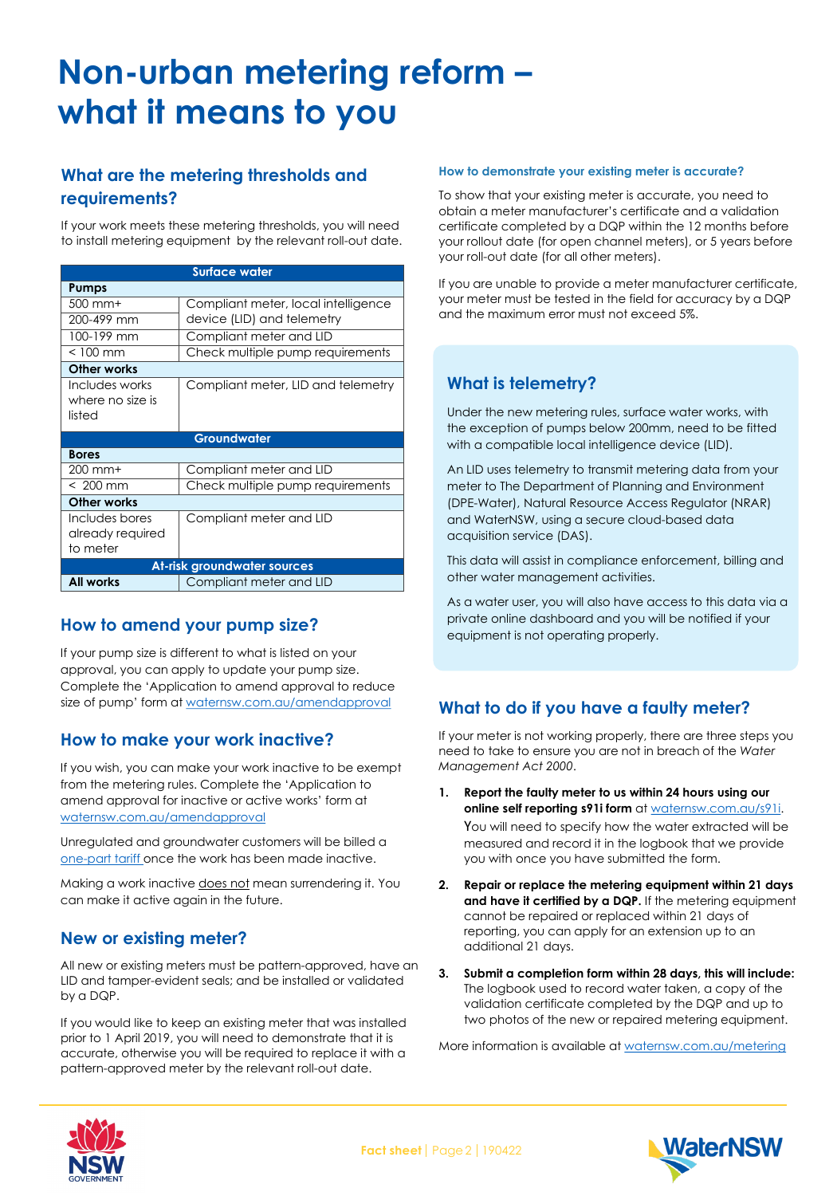# Non-urban metering reform – what it means to you

## What are the metering thresholds and requirements?

If your work meets these metering thresholds, you will need to install metering equipment by the relevant roll-out date.

| | |
|---|---|
| **Surface water** | |
| **Pumps** | |
| 500 mm+ | Compliant meter, local intelligence device (LID) and telemetry |
| 200-499 mm | |
| 100-199 mm | Compliant meter and LID |
| < 100 mm | Check multiple pump requirements |
| **Other works** | |
| Includes works where no size is listed | Compliant meter, LID and telemetry |
| **Groundwater** | |
| **Bores** | |
| 200 mm+ | Compliant meter and LID |
| < 200 mm | Check multiple pump requirements |
| **Other works** | |
| Includes bores already required to meter | Compliant meter and LID |
| **At-risk groundwater sources** | |
| **All works** | Compliant meter and LID |

## How to amend your pump size?

If your pump size is different to what is listed on your approval, you can apply to update your pump size. Complete the 'Application to amend approval to reduce size of pump' form at waternsw.com.au/amendapproval

## How to make your work inactive?

If you wish, you can make your work inactive to be exempt from the metering rules. Complete the 'Application to amend approval for inactive or active works' form at waternsw.com.au/amendapproval

Unregulated and groundwater customers will be billed a one-part tariff once the work has been made inactive.

Making a work inactive does not mean surrendering it. You can make it active again in the future.

## New or existing meter?

All new or existing meters must be pattern-approved, have an LID and tamper-evident seals; and be installed or validated by a DQP.

If you would like to keep an existing meter that was installed prior to 1 April 2019, you will need to demonstrate that it is accurate, otherwise you will be required to replace it with a pattern-approved meter by the relevant roll-out date.

### How to demonstrate your existing meter is accurate?

To show that your existing meter is accurate, you need to obtain a meter manufacturer's certificate and a validation certificate completed by a DQP within the 12 months before your rollout date (for open channel meters), or 5 years before your roll-out date (for all other meters).

If you are unable to provide a meter manufacturer certificate, your meter must be tested in the field for accuracy by a DQP and the maximum error must not exceed 5%.

## What is telemetry?

Under the new metering rules, surface water works, with the exception of pumps below 200mm, need to be fitted with a compatible local intelligence device (LID).

An LID uses telemetry to transmit metering data from your meter to The Department of Planning and Environment (DPE-Water), Natural Resource Access Regulator (NRAR) and WaterNSW, using a secure cloud-based data acquisition service (DAS).

This data will assist in compliance enforcement, billing and other water management activities.

As a water user, you will also have access to this data via a private online dashboard and you will be notified if your equipment is not operating properly.

## What to do if you have a faulty meter?

If your meter is not working properly, there are three steps you need to take to ensure you are not in breach of the *Water Management Act 2000*.

1. **Report the faulty meter to us within 24 hours using our online self reporting s91i form** at waternsw.com.au/s91i. You will need to specify how the water extracted will be measured and record it in the logbook that we provide you with once you have submitted the form.
2. **Repair or replace the metering equipment within 21 days and have it certified by a DQP.** If the metering equipment cannot be repaired or replaced within 21 days of reporting, you can apply for an extension up to an additional 21 days.
3. **Submit a completion form within 28 days, this will include:** The logbook used to record water taken, a copy of the validation certificate completed by the DQP and up to two photos of the new or repaired metering equipment.

More information is available at waternsw.com.au/metering